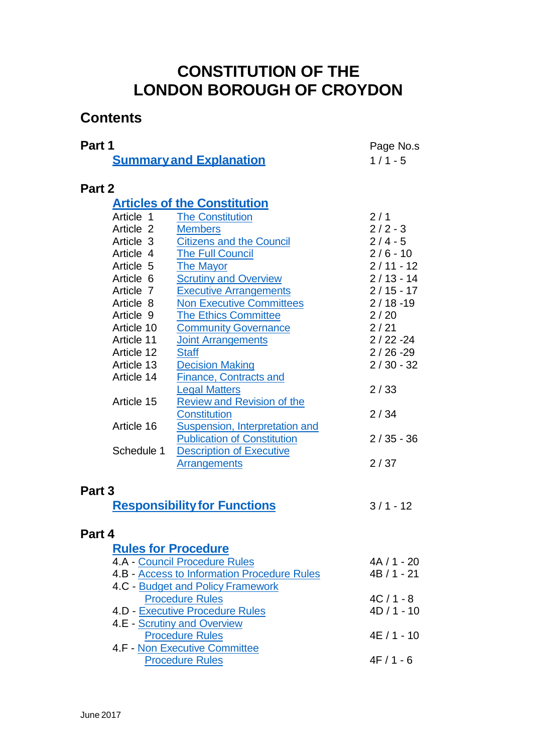# CONSTITUTION OF THE LONDON BOROUGH OF CROYDON

## Contents

| | | Page No.s |
|---|---|---|
| **Part 1** | | |
| **Summary and Explanation** | | 1 / 1 - 5 |
| **Part 2** | | |
| **Articles of the Constitution** | | |
| Article 1 | The Constitution | 2 / 1 |
| Article 2 | Members | 2 / 2 - 3 |
| Article 3 | Citizens and the Council | 2 / 4 - 5 |
| Article 4 | The Full Council | 2 / 6 - 10 |
| Article 5 | The Mayor | 2 / 11 - 12 |
| Article 6 | Scrutiny and Overview | 2 / 13 - 14 |
| Article 7 | Executive Arrangements | 2 / 15 - 17 |
| Article 8 | Non Executive Committees | 2 / 18 -19 |
| Article 9 | The Ethics Committee | 2 / 20 |
| Article 10 | Community Governance | 2 / 21 |
| Article 11 | Joint Arrangements | 2 / 22 -24 |
| Article 12 | Staff | 2 / 26 -29 |
| Article 13 | Decision Making | 2 / 30 - 32 |
| Article 14 | Finance, Contracts and Legal Matters | 2 / 33 |
| Article 15 | Review and Revision of the Constitution | 2 / 34 |
| Article 16 | Suspension, Interpretation and Publication of Constitution | 2 / 35 - 36 |
| Schedule 1 | Description of Executive Arrangements | 2 / 37 |
| **Part 3** | | |
| **Responsibility for Functions** | | 3 / 1 - 12 |
| **Part 4** | | |
| **Rules for Procedure** | | |
| 4.A - Council Procedure Rules | | 4A / 1 - 20 |
| 4.B - Access to Information Procedure Rules | | 4B / 1 - 21 |
| 4.C - Budget and Policy Framework Procedure Rules | | 4C / 1 - 8 |
| 4.D - Executive Procedure Rules | | 4D / 1 - 10 |
| 4.E - Scrutiny and Overview Procedure Rules | | 4E / 1 - 10 |
| 4.F - Non Executive Committee Procedure Rules | | 4F / 1 - 6 |

June 2017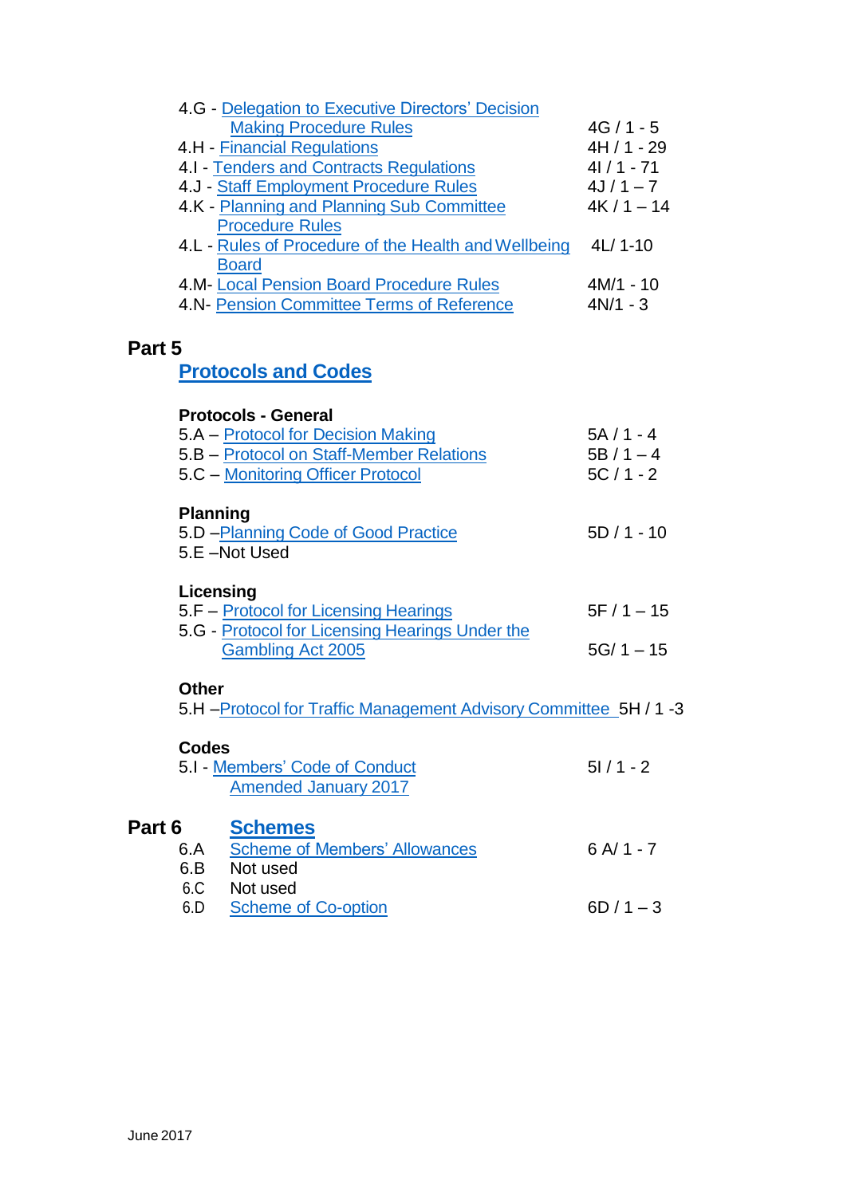| | |
|---|---|
| 4.G - Delegation to Executive Directors' Decision Making Procedure Rules | 4G / 1 - 5 |
| 4.H - Financial Regulations | 4H / 1 - 29 |
| 4.I - Tenders and Contracts Regulations | 4I / 1 - 71 |
| 4.J - Staff Employment Procedure Rules | 4J / 1 – 7 |
| 4.K - Planning and Planning Sub Committee Procedure Rules | 4K / 1 – 14 |
| 4.L - Rules of Procedure of the Health and Wellbeing Board | 4L/ 1-10 |
| 4.M- Local Pension Board Procedure Rules | 4M/1 - 10 |
| 4.N- Pension Committee Terms of Reference | 4N/1 - 3 |

## Part 5

### Protocols and Codes

**Protocols - General**

| | |
|---|---|
| 5.A – Protocol for Decision Making | 5A / 1 - 4 |
| 5.B – Protocol on Staff-Member Relations | 5B / 1 – 4 |
| 5.C – Monitoring Officer Protocol | 5C / 1 - 2 |

**Planning**

| | |
|---|---|
| 5.D –Planning Code of Good Practice | 5D / 1 - 10 |
| 5.E –Not Used | |

**Licensing**

| | |
|---|---|
| 5.F – Protocol for Licensing Hearings | 5F / 1 – 15 |
| 5.G - Protocol for Licensing Hearings Under the Gambling Act 2005 | 5G/ 1 – 15 |

**Other**

| | |
|---|---|
| 5.H –Protocol for Traffic Management Advisory Committee | 5H / 1 -3 |

**Codes**

| | |
|---|---|
| 5.I - Members' Code of Conduct Amended January 2017 | 5I / 1 - 2 |

## Part 6 Schemes

| | | |
|---|---|---|
| 6.A | Scheme of Members' Allowances | 6 A/ 1 - 7 |
| 6.B | Not used | |
| 6.C | Not used | |
| 6.D | Scheme of Co-option | 6D / 1 – 3 |

June 2017